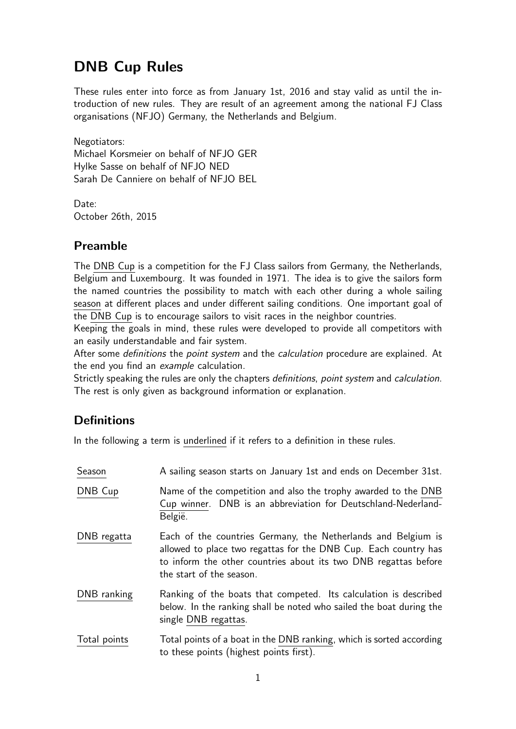# DNB Cup Rules

These rules enter into force as from January 1st, 2016 and stay valid as until the introduction of new rules. They are result of an agreement among the national FJ Class organisations (NFJO) Germany, the Netherlands and Belgium.

Negotiators:
Michael Korsmeier on behalf of NFJO GER
Hylke Sasse on behalf of NFJO NED
Sarah De Canniere on behalf of NFJO BEL

Date:
October 26th, 2015

## Preamble

The DNB Cup is a competition for the FJ Class sailors from Germany, the Netherlands, Belgium and Luxembourg. It was founded in 1971. The idea is to give the sailors form the named countries the possibility to match with each other during a whole sailing season at different places and under different sailing conditions. One important goal of the DNB Cup is to encourage sailors to visit races in the neighbor countries.
Keeping the goals in mind, these rules were developed to provide all competitors with an easily understandable and fair system.
After some *definitions* the *point system* and the *calculation* procedure are explained. At the end you find an *example* calculation.
Strictly speaking the rules are only the chapters *definitions*, *point system* and *calculation*. The rest is only given as background information or explanation.

## Definitions

In the following a term is underlined if it refers to a definition in these rules.

| | |
|---|---|
| Season | A sailing season starts on January 1st and ends on December 31st. |
| DNB Cup | Name of the competition and also the trophy awarded to the DNB Cup winner. DNB is an abbreviation for Deutschland-Nederland-België. |
| DNB regatta | Each of the countries Germany, the Netherlands and Belgium is allowed to place two regattas for the DNB Cup. Each country has to inform the other countries about its two DNB regattas before the start of the season. |
| DNB ranking | Ranking of the boats that competed. Its calculation is described below. In the ranking shall be noted who sailed the boat during the single DNB regattas. |
| Total points | Total points of a boat in the DNB ranking, which is sorted according to these points (highest points first). |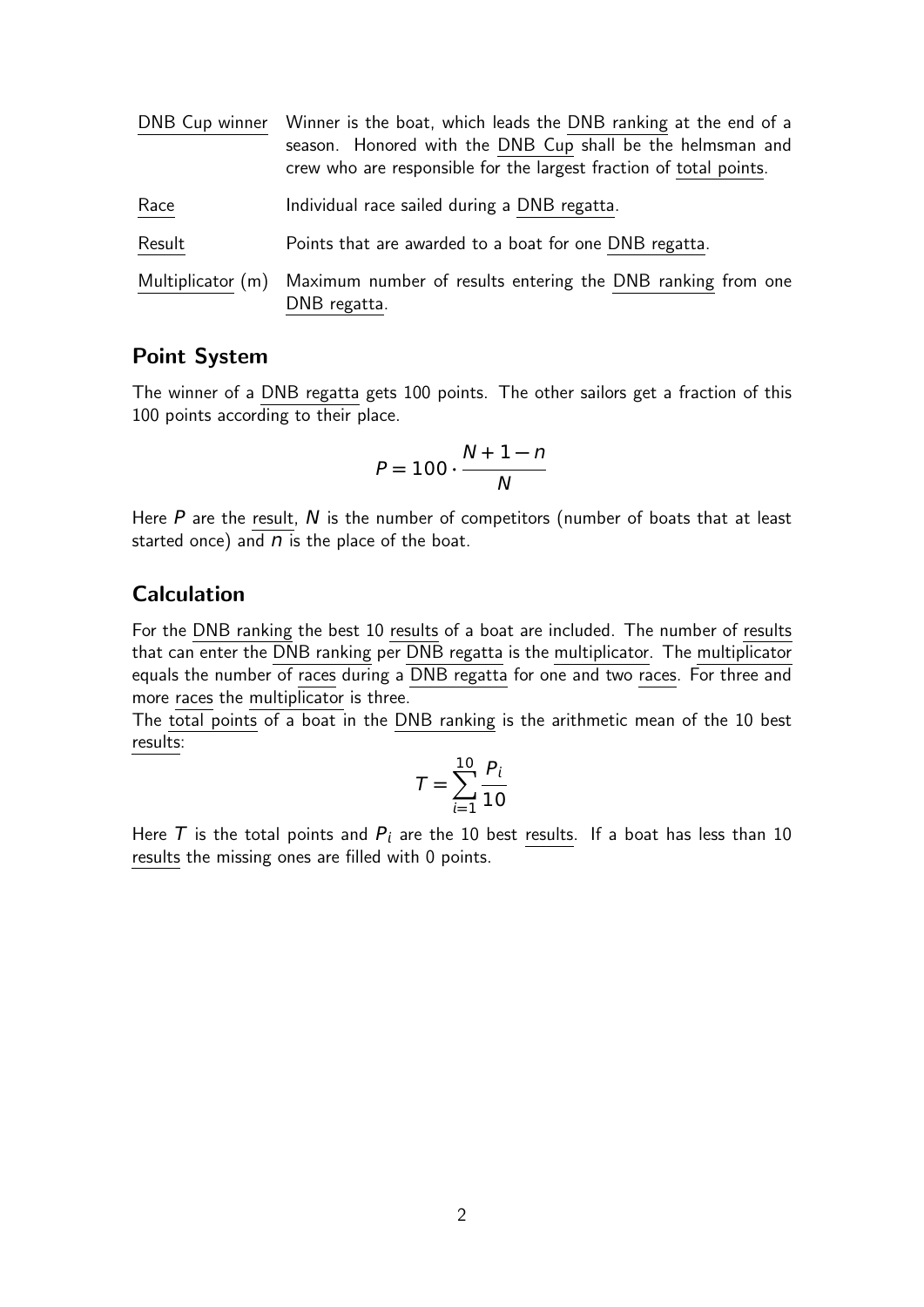| | |
|---|---|
| DNB Cup winner | Winner is the boat, which leads the DNB ranking at the end of a season. Honored with the DNB Cup shall be the helmsman and crew who are responsible for the largest fraction of total points. |
| Race | Individual race sailed during a DNB regatta. |
| Result | Points that are awarded to a boat for one DNB regatta. |
| Multiplicator (m) | Maximum number of results entering the DNB ranking from one DNB regatta. |

## Point System

The winner of a DNB regatta gets 100 points. The other sailors get a fraction of this 100 points according to their place.

$$P = 100 \cdot \frac{N + 1 - n}{N}$$

Here $P$ are the result, $N$ is the number of competitors (number of boats that at least started once) and $n$ is the place of the boat.

## Calculation

For the DNB ranking the best 10 results of a boat are included. The number of results that can enter the DNB ranking per DNB regatta is the multiplicator. The multiplicator equals the number of races during a DNB regatta for one and two races. For three and more races the multiplicator is three.

The total points of a boat in the DNB ranking is the arithmetic mean of the 10 best results:

$$T = \sum_{i=1}^{10} \frac{P_i}{10}$$

Here $T$ is the total points and $P_i$ are the 10 best results. If a boat has less than 10 results the missing ones are filled with 0 points.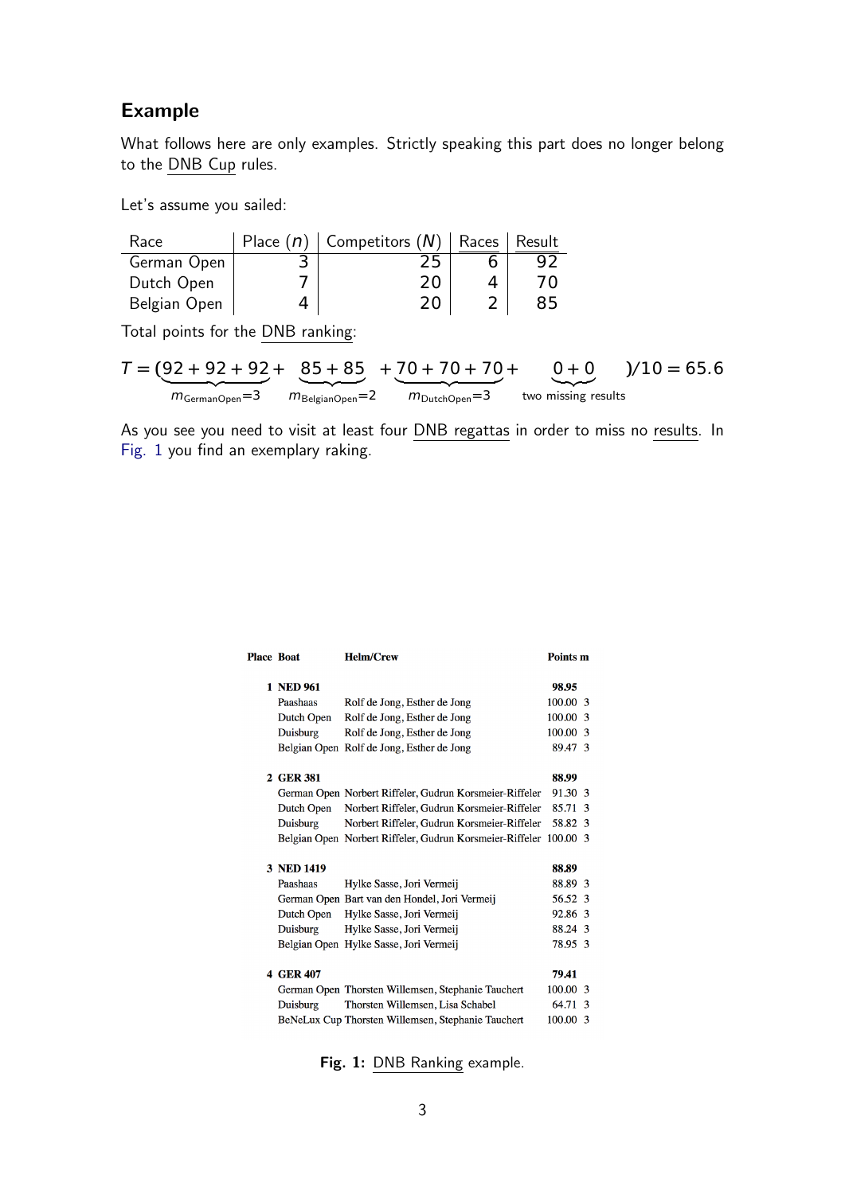## Example

What follows here are only examples. Strictly speaking this part does no longer belong to the DNB Cup rules.

Let's assume you sailed:

| Race | Place ($n$) | Competitors ($N$) | Races | Result |
|---|---|---|---|---|
| German Open | 3 | 25 | 6 | 92 |
| Dutch Open | 7 | 20 | 4 | 70 |
| Belgian Open | 4 | 20 | 2 | 85 |

Total points for the DNB ranking:

$$T = (\underbrace{92 + 92 + 92}_{m_{\text{GermanOpen}}=3} + \underbrace{85 + 85}_{m_{\text{BelgianOpen}}=2} + \underbrace{70 + 70 + 70}_{m_{\text{DutchOpen}}=3} + \underbrace{0 + 0}_{\text{two missing results}})/10 = 65.6$$

As you see you need to visit at least four DNB regattas in order to miss no results. In Fig. 1 you find an exemplary raking.

| Place | Boat | Helm/Crew | Points | m |
|---|---|---|---|---|
| **1** | **NED 961** | | **98.95** | |
| | Paashaas | Rolf de Jong, Esther de Jong | 100.00 | 3 |
| | Dutch Open | Rolf de Jong, Esther de Jong | 100.00 | 3 |
| | Duisburg | Rolf de Jong, Esther de Jong | 100.00 | 3 |
| | Belgian Open | Rolf de Jong, Esther de Jong | 89.47 | 3 |
| **2** | **GER 381** | | **88.99** | |
| | German Open | Norbert Riffeler, Gudrun Korsmeier-Riffeler | 91.30 | 3 |
| | Dutch Open | Norbert Riffeler, Gudrun Korsmeier-Riffeler | 85.71 | 3 |
| | Duisburg | Norbert Riffeler, Gudrun Korsmeier-Riffeler | 58.82 | 3 |
| | Belgian Open | Norbert Riffeler, Gudrun Korsmeier-Riffeler | 100.00 | 3 |
| **3** | **NED 1419** | | **88.89** | |
| | Paashaas | Hylke Sasse, Jori Vermeij | 88.89 | 3 |
| | German Open | Bart van den Hondel, Jori Vermeij | 56.52 | 3 |
| | Dutch Open | Hylke Sasse, Jori Vermeij | 92.86 | 3 |
| | Duisburg | Hylke Sasse, Jori Vermeij | 88.24 | 3 |
| | Belgian Open | Hylke Sasse, Jori Vermeij | 78.95 | 3 |
| **4** | **GER 407** | | **79.41** | |
| | German Open | Thorsten Willemsen, Stephanie Tauchert | 100.00 | 3 |
| | Duisburg | Thorsten Willemsen, Lisa Schabel | 64.71 | 3 |
| | BeNeLux Cup | Thorsten Willemsen, Stephanie Tauchert | 100.00 | 3 |

**Fig. 1:** DNB Ranking example.